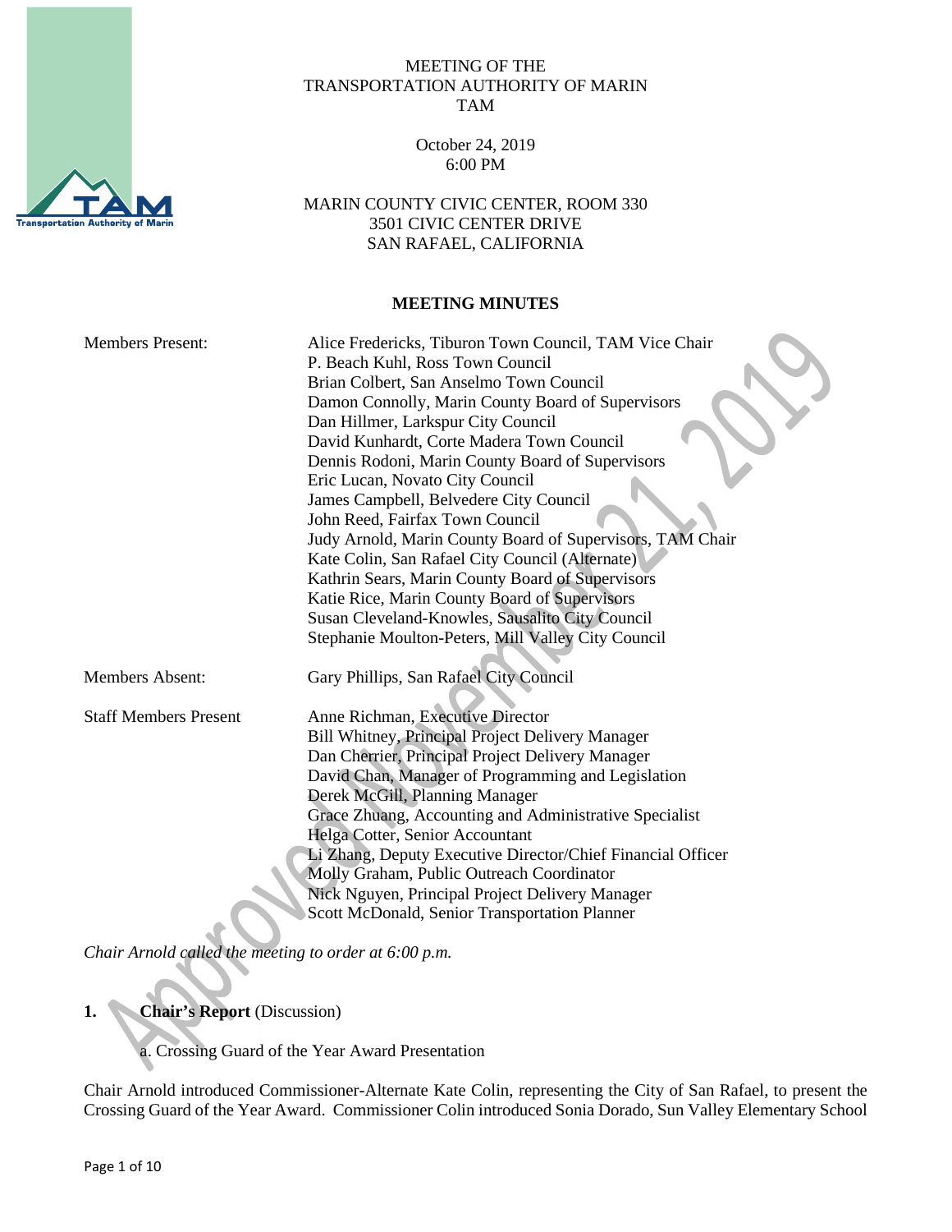MEETING OF THE
TRANSPORTATION AUTHORITY OF MARIN
TAM

October 24, 2019
6:00 PM

MARIN COUNTY CIVIC CENTER, ROOM 330
3501 CIVIC CENTER DRIVE
SAN RAFAEL, CALIFORNIA

**MEETING MINUTES**

| | |
|---|---|
| Members Present: | Alice Fredericks, Tiburon Town Council, TAM Vice Chair<br>P. Beach Kuhl, Ross Town Council<br>Brian Colbert, San Anselmo Town Council<br>Damon Connolly, Marin County Board of Supervisors<br>Dan Hillmer, Larkspur City Council<br>David Kunhardt, Corte Madera Town Council<br>Dennis Rodoni, Marin County Board of Supervisors<br>Eric Lucan, Novato City Council<br>James Campbell, Belvedere City Council<br>John Reed, Fairfax Town Council<br>Judy Arnold, Marin County Board of Supervisors, TAM Chair<br>Kate Colin, San Rafael City Council (Alternate)<br>Kathrin Sears, Marin County Board of Supervisors<br>Katie Rice, Marin County Board of Supervisors<br>Susan Cleveland-Knowles, Sausalito City Council<br>Stephanie Moulton-Peters, Mill Valley City Council |
| Members Absent: | Gary Phillips, San Rafael City Council |
| Staff Members Present | Anne Richman, Executive Director<br>Bill Whitney, Principal Project Delivery Manager<br>Dan Cherrier, Principal Project Delivery Manager<br>David Chan, Manager of Programming and Legislation<br>Derek McGill, Planning Manager<br>Grace Zhuang, Accounting and Administrative Specialist<br>Helga Cotter, Senior Accountant<br>Li Zhang, Deputy Executive Director/Chief Financial Officer<br>Molly Graham, Public Outreach Coordinator<br>Nick Nguyen, Principal Project Delivery Manager<br>Scott McDonald, Senior Transportation Planner |

*Chair Arnold called the meeting to order at 6:00 p.m.*

**1. Chair's Report** (Discussion)

a. Crossing Guard of the Year Award Presentation

Chair Arnold introduced Commissioner-Alternate Kate Colin, representing the City of San Rafael, to present the Crossing Guard of the Year Award. Commissioner Colin introduced Sonia Dorado, Sun Valley Elementary School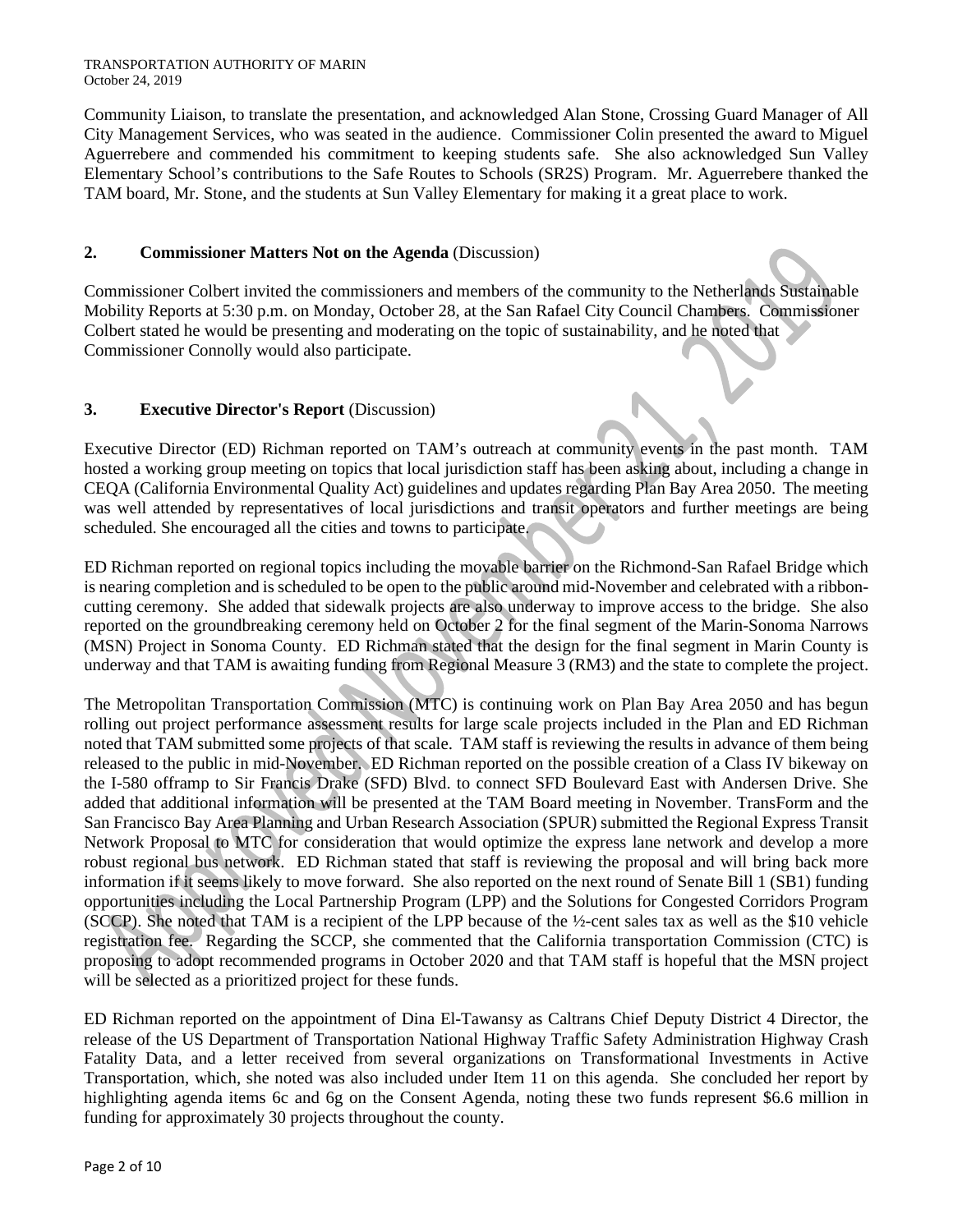Community Liaison, to translate the presentation, and acknowledged Alan Stone, Crossing Guard Manager of All City Management Services, who was seated in the audience. Commissioner Colin presented the award to Miguel Aguerrebere and commended his commitment to keeping students safe. She also acknowledged Sun Valley Elementary School's contributions to the Safe Routes to Schools (SR2S) Program. Mr. Aguerrebere thanked the TAM board, Mr. Stone, and the students at Sun Valley Elementary for making it a great place to work.

## 2. Commissioner Matters Not on the Agenda (Discussion)

Commissioner Colbert invited the commissioners and members of the community to the Netherlands Sustainable Mobility Reports at 5:30 p.m. on Monday, October 28, at the San Rafael City Council Chambers. Commissioner Colbert stated he would be presenting and moderating on the topic of sustainability, and he noted that Commissioner Connolly would also participate.

## 3. Executive Director's Report (Discussion)

Executive Director (ED) Richman reported on TAM's outreach at community events in the past month. TAM hosted a working group meeting on topics that local jurisdiction staff has been asking about, including a change in CEQA (California Environmental Quality Act) guidelines and updates regarding Plan Bay Area 2050. The meeting was well attended by representatives of local jurisdictions and transit operators and further meetings are being scheduled. She encouraged all the cities and towns to participate.

ED Richman reported on regional topics including the movable barrier on the Richmond-San Rafael Bridge which is nearing completion and is scheduled to be open to the public around mid-November and celebrated with a ribbon-cutting ceremony. She added that sidewalk projects are also underway to improve access to the bridge. She also reported on the groundbreaking ceremony held on October 2 for the final segment of the Marin-Sonoma Narrows (MSN) Project in Sonoma County. ED Richman stated that the design for the final segment in Marin County is underway and that TAM is awaiting funding from Regional Measure 3 (RM3) and the state to complete the project.

The Metropolitan Transportation Commission (MTC) is continuing work on Plan Bay Area 2050 and has begun rolling out project performance assessment results for large scale projects included in the Plan and ED Richman noted that TAM submitted some projects of that scale. TAM staff is reviewing the results in advance of them being released to the public in mid-November. ED Richman reported on the possible creation of a Class IV bikeway on the I-580 offramp to Sir Francis Drake (SFD) Blvd. to connect SFD Boulevard East with Andersen Drive. She added that additional information will be presented at the TAM Board meeting in November. TransForm and the San Francisco Bay Area Planning and Urban Research Association (SPUR) submitted the Regional Express Transit Network Proposal to MTC for consideration that would optimize the express lane network and develop a more robust regional bus network. ED Richman stated that staff is reviewing the proposal and will bring back more information if it seems likely to move forward. She also reported on the next round of Senate Bill 1 (SB1) funding opportunities including the Local Partnership Program (LPP) and the Solutions for Congested Corridors Program (SCCP). She noted that TAM is a recipient of the LPP because of the ½-cent sales tax as well as the $10 vehicle registration fee. Regarding the SCCP, she commented that the California transportation Commission (CTC) is proposing to adopt recommended programs in October 2020 and that TAM staff is hopeful that the MSN project will be selected as a prioritized project for these funds.

ED Richman reported on the appointment of Dina El-Tawansy as Caltrans Chief Deputy District 4 Director, the release of the US Department of Transportation National Highway Traffic Safety Administration Highway Crash Fatality Data, and a letter received from several organizations on Transformational Investments in Active Transportation, which, she noted was also included under Item 11 on this agenda. She concluded her report by highlighting agenda items 6c and 6g on the Consent Agenda, noting these two funds represent $6.6 million in funding for approximately 30 projects throughout the county.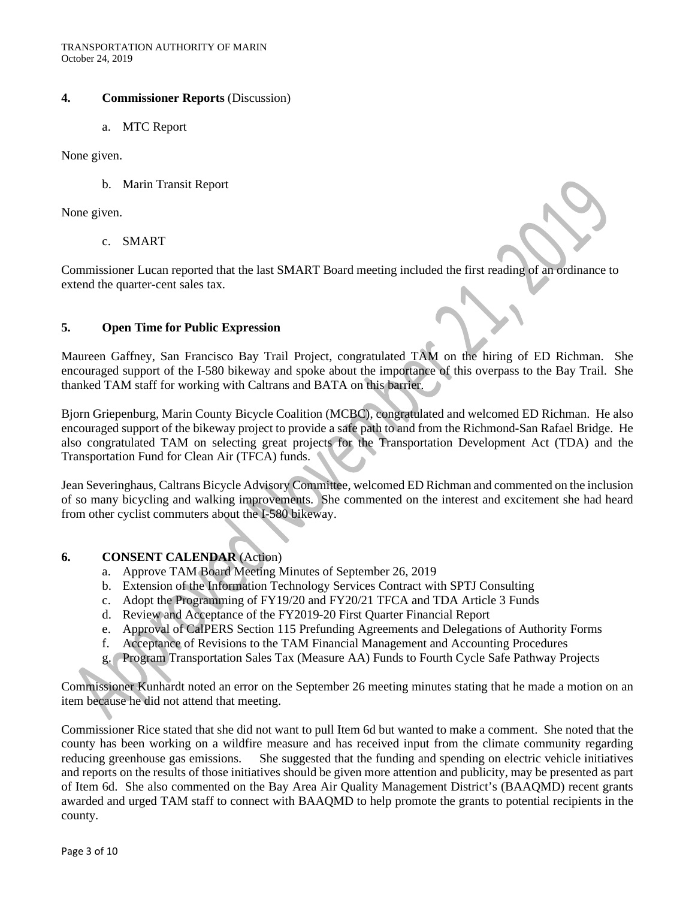## 4. Commissioner Reports (Discussion)

a. MTC Report

None given.

b. Marin Transit Report

None given.

c. SMART

Commissioner Lucan reported that the last SMART Board meeting included the first reading of an ordinance to extend the quarter-cent sales tax.

## 5. Open Time for Public Expression

Maureen Gaffney, San Francisco Bay Trail Project, congratulated TAM on the hiring of ED Richman. She encouraged support of the I-580 bikeway and spoke about the importance of this overpass to the Bay Trail. She thanked TAM staff for working with Caltrans and BATA on this barrier.

Bjorn Griepenburg, Marin County Bicycle Coalition (MCBC), congratulated and welcomed ED Richman. He also encouraged support of the bikeway project to provide a safe path to and from the Richmond-San Rafael Bridge. He also congratulated TAM on selecting great projects for the Transportation Development Act (TDA) and the Transportation Fund for Clean Air (TFCA) funds.

Jean Severinghaus, Caltrans Bicycle Advisory Committee, welcomed ED Richman and commented on the inclusion of so many bicycling and walking improvements. She commented on the interest and excitement she had heard from other cyclist commuters about the I-580 bikeway.

## 6. CONSENT CALENDAR (Action)

a. Approve TAM Board Meeting Minutes of September 26, 2019
b. Extension of the Information Technology Services Contract with SPTJ Consulting
c. Adopt the Programming of FY19/20 and FY20/21 TFCA and TDA Article 3 Funds
d. Review and Acceptance of the FY2019-20 First Quarter Financial Report
e. Approval of CalPERS Section 115 Prefunding Agreements and Delegations of Authority Forms
f. Acceptance of Revisions to the TAM Financial Management and Accounting Procedures
g. Program Transportation Sales Tax (Measure AA) Funds to Fourth Cycle Safe Pathway Projects

Commissioner Kunhardt noted an error on the September 26 meeting minutes stating that he made a motion on an item because he did not attend that meeting.

Commissioner Rice stated that she did not want to pull Item 6d but wanted to make a comment. She noted that the county has been working on a wildfire measure and has received input from the climate community regarding reducing greenhouse gas emissions. She suggested that the funding and spending on electric vehicle initiatives and reports on the results of those initiatives should be given more attention and publicity, may be presented as part of Item 6d. She also commented on the Bay Area Air Quality Management District's (BAAQMD) recent grants awarded and urged TAM staff to connect with BAAQMD to help promote the grants to potential recipients in the county.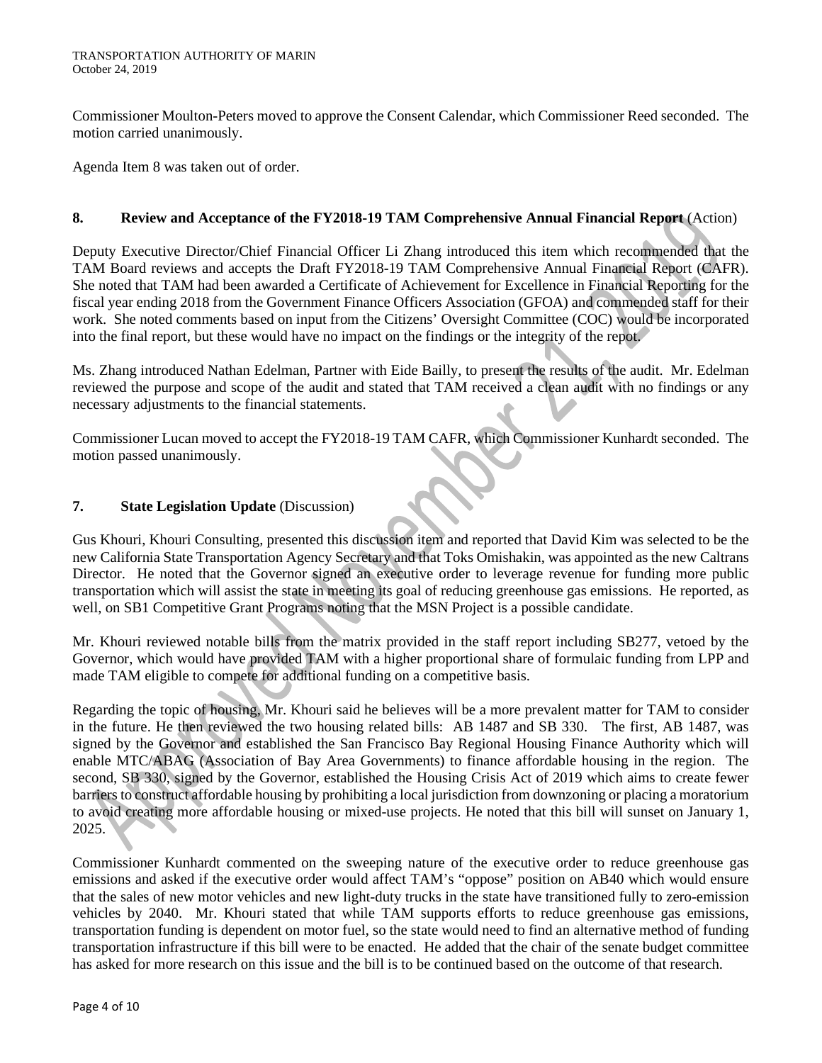Commissioner Moulton-Peters moved to approve the Consent Calendar, which Commissioner Reed seconded. The motion carried unanimously.

Agenda Item 8 was taken out of order.

**8. Review and Acceptance of the FY2018-19 TAM Comprehensive Annual Financial Report** (Action)

Deputy Executive Director/Chief Financial Officer Li Zhang introduced this item which recommended that the TAM Board reviews and accepts the Draft FY2018-19 TAM Comprehensive Annual Financial Report (CAFR). She noted that TAM had been awarded a Certificate of Achievement for Excellence in Financial Reporting for the fiscal year ending 2018 from the Government Finance Officers Association (GFOA) and commended staff for their work. She noted comments based on input from the Citizens' Oversight Committee (COC) would be incorporated into the final report, but these would have no impact on the findings or the integrity of the repot.

Ms. Zhang introduced Nathan Edelman, Partner with Eide Bailly, to present the results of the audit. Mr. Edelman reviewed the purpose and scope of the audit and stated that TAM received a clean audit with no findings or any necessary adjustments to the financial statements.

Commissioner Lucan moved to accept the FY2018-19 TAM CAFR, which Commissioner Kunhardt seconded. The motion passed unanimously.

**7. State Legislation Update** (Discussion)

Gus Khouri, Khouri Consulting, presented this discussion item and reported that David Kim was selected to be the new California State Transportation Agency Secretary and that Toks Omishakin, was appointed as the new Caltrans Director. He noted that the Governor signed an executive order to leverage revenue for funding more public transportation which will assist the state in meeting its goal of reducing greenhouse gas emissions. He reported, as well, on SB1 Competitive Grant Programs noting that the MSN Project is a possible candidate.

Mr. Khouri reviewed notable bills from the matrix provided in the staff report including SB277, vetoed by the Governor, which would have provided TAM with a higher proportional share of formulaic funding from LPP and made TAM eligible to compete for additional funding on a competitive basis.

Regarding the topic of housing, Mr. Khouri said he believes will be a more prevalent matter for TAM to consider in the future. He then reviewed the two housing related bills: AB 1487 and SB 330. The first, AB 1487, was signed by the Governor and established the San Francisco Bay Regional Housing Finance Authority which will enable MTC/ABAG (Association of Bay Area Governments) to finance affordable housing in the region. The second, SB 330, signed by the Governor, established the Housing Crisis Act of 2019 which aims to create fewer barriers to construct affordable housing by prohibiting a local jurisdiction from downzoning or placing a moratorium to avoid creating more affordable housing or mixed-use projects. He noted that this bill will sunset on January 1, 2025.

Commissioner Kunhardt commented on the sweeping nature of the executive order to reduce greenhouse gas emissions and asked if the executive order would affect TAM's "oppose" position on AB40 which would ensure that the sales of new motor vehicles and new light-duty trucks in the state have transitioned fully to zero-emission vehicles by 2040. Mr. Khouri stated that while TAM supports efforts to reduce greenhouse gas emissions, transportation funding is dependent on motor fuel, so the state would need to find an alternative method of funding transportation infrastructure if this bill were to be enacted. He added that the chair of the senate budget committee has asked for more research on this issue and the bill is to be continued based on the outcome of that research.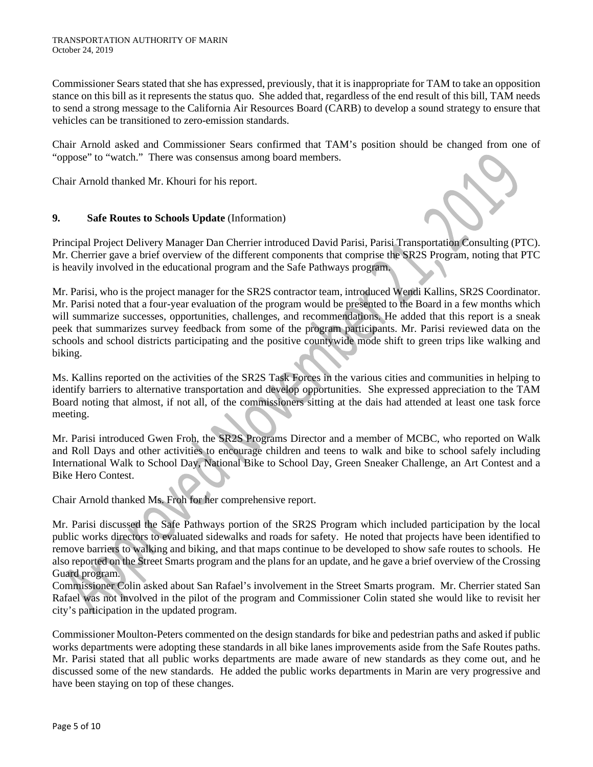Commissioner Sears stated that she has expressed, previously, that it is inappropriate for TAM to take an opposition stance on this bill as it represents the status quo. She added that, regardless of the end result of this bill, TAM needs to send a strong message to the California Air Resources Board (CARB) to develop a sound strategy to ensure that vehicles can be transitioned to zero-emission standards.

Chair Arnold asked and Commissioner Sears confirmed that TAM's position should be changed from one of "oppose" to "watch." There was consensus among board members.

Chair Arnold thanked Mr. Khouri for his report.

**9. Safe Routes to Schools Update** (Information)

Principal Project Delivery Manager Dan Cherrier introduced David Parisi, Parisi Transportation Consulting (PTC). Mr. Cherrier gave a brief overview of the different components that comprise the SR2S Program, noting that PTC is heavily involved in the educational program and the Safe Pathways program.

Mr. Parisi, who is the project manager for the SR2S contractor team, introduced Wendi Kallins, SR2S Coordinator. Mr. Parisi noted that a four-year evaluation of the program would be presented to the Board in a few months which will summarize successes, opportunities, challenges, and recommendations. He added that this report is a sneak peek that summarizes survey feedback from some of the program participants. Mr. Parisi reviewed data on the schools and school districts participating and the positive countywide mode shift to green trips like walking and biking.

Ms. Kallins reported on the activities of the SR2S Task Forces in the various cities and communities in helping to identify barriers to alternative transportation and develop opportunities. She expressed appreciation to the TAM Board noting that almost, if not all, of the commissioners sitting at the dais had attended at least one task force meeting.

Mr. Parisi introduced Gwen Froh, the SR2S Programs Director and a member of MCBC, who reported on Walk and Roll Days and other activities to encourage children and teens to walk and bike to school safely including International Walk to School Day, National Bike to School Day, Green Sneaker Challenge, an Art Contest and a Bike Hero Contest.

Chair Arnold thanked Ms. Froh for her comprehensive report.

Mr. Parisi discussed the Safe Pathways portion of the SR2S Program which included participation by the local public works directors to evaluated sidewalks and roads for safety. He noted that projects have been identified to remove barriers to walking and biking, and that maps continue to be developed to show safe routes to schools. He also reported on the Street Smarts program and the plans for an update, and he gave a brief overview of the Crossing Guard program.

Commissioner Colin asked about San Rafael's involvement in the Street Smarts program. Mr. Cherrier stated San Rafael was not involved in the pilot of the program and Commissioner Colin stated she would like to revisit her city's participation in the updated program.

Commissioner Moulton-Peters commented on the design standards for bike and pedestrian paths and asked if public works departments were adopting these standards in all bike lanes improvements aside from the Safe Routes paths. Mr. Parisi stated that all public works departments are made aware of new standards as they come out, and he discussed some of the new standards. He added the public works departments in Marin are very progressive and have been staying on top of these changes.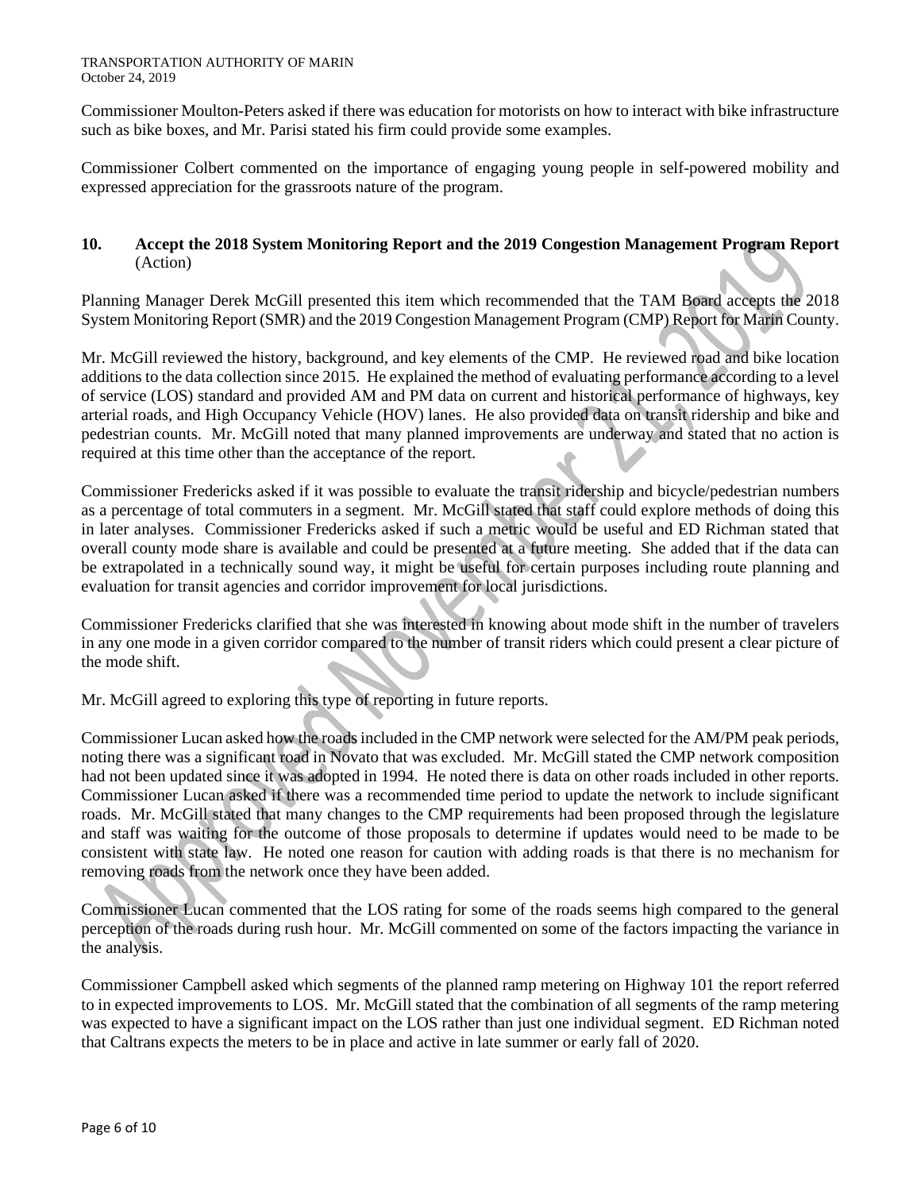Commissioner Moulton-Peters asked if there was education for motorists on how to interact with bike infrastructure such as bike boxes, and Mr. Parisi stated his firm could provide some examples.

Commissioner Colbert commented on the importance of engaging young people in self-powered mobility and expressed appreciation for the grassroots nature of the program.

**10. Accept the 2018 System Monitoring Report and the 2019 Congestion Management Program Report** (Action)

Planning Manager Derek McGill presented this item which recommended that the TAM Board accepts the 2018 System Monitoring Report (SMR) and the 2019 Congestion Management Program (CMP) Report for Marin County.

Mr. McGill reviewed the history, background, and key elements of the CMP. He reviewed road and bike location additions to the data collection since 2015. He explained the method of evaluating performance according to a level of service (LOS) standard and provided AM and PM data on current and historical performance of highways, key arterial roads, and High Occupancy Vehicle (HOV) lanes. He also provided data on transit ridership and bike and pedestrian counts. Mr. McGill noted that many planned improvements are underway and stated that no action is required at this time other than the acceptance of the report.

Commissioner Fredericks asked if it was possible to evaluate the transit ridership and bicycle/pedestrian numbers as a percentage of total commuters in a segment. Mr. McGill stated that staff could explore methods of doing this in later analyses. Commissioner Fredericks asked if such a metric would be useful and ED Richman stated that overall county mode share is available and could be presented at a future meeting. She added that if the data can be extrapolated in a technically sound way, it might be useful for certain purposes including route planning and evaluation for transit agencies and corridor improvement for local jurisdictions.

Commissioner Fredericks clarified that she was interested in knowing about mode shift in the number of travelers in any one mode in a given corridor compared to the number of transit riders which could present a clear picture of the mode shift.

Mr. McGill agreed to exploring this type of reporting in future reports.

Commissioner Lucan asked how the roads included in the CMP network were selected for the AM/PM peak periods, noting there was a significant road in Novato that was excluded. Mr. McGill stated the CMP network composition had not been updated since it was adopted in 1994. He noted there is data on other roads included in other reports. Commissioner Lucan asked if there was a recommended time period to update the network to include significant roads. Mr. McGill stated that many changes to the CMP requirements had been proposed through the legislature and staff was waiting for the outcome of those proposals to determine if updates would need to be made to be consistent with state law. He noted one reason for caution with adding roads is that there is no mechanism for removing roads from the network once they have been added.

Commissioner Lucan commented that the LOS rating for some of the roads seems high compared to the general perception of the roads during rush hour. Mr. McGill commented on some of the factors impacting the variance in the analysis.

Commissioner Campbell asked which segments of the planned ramp metering on Highway 101 the report referred to in expected improvements to LOS. Mr. McGill stated that the combination of all segments of the ramp metering was expected to have a significant impact on the LOS rather than just one individual segment. ED Richman noted that Caltrans expects the meters to be in place and active in late summer or early fall of 2020.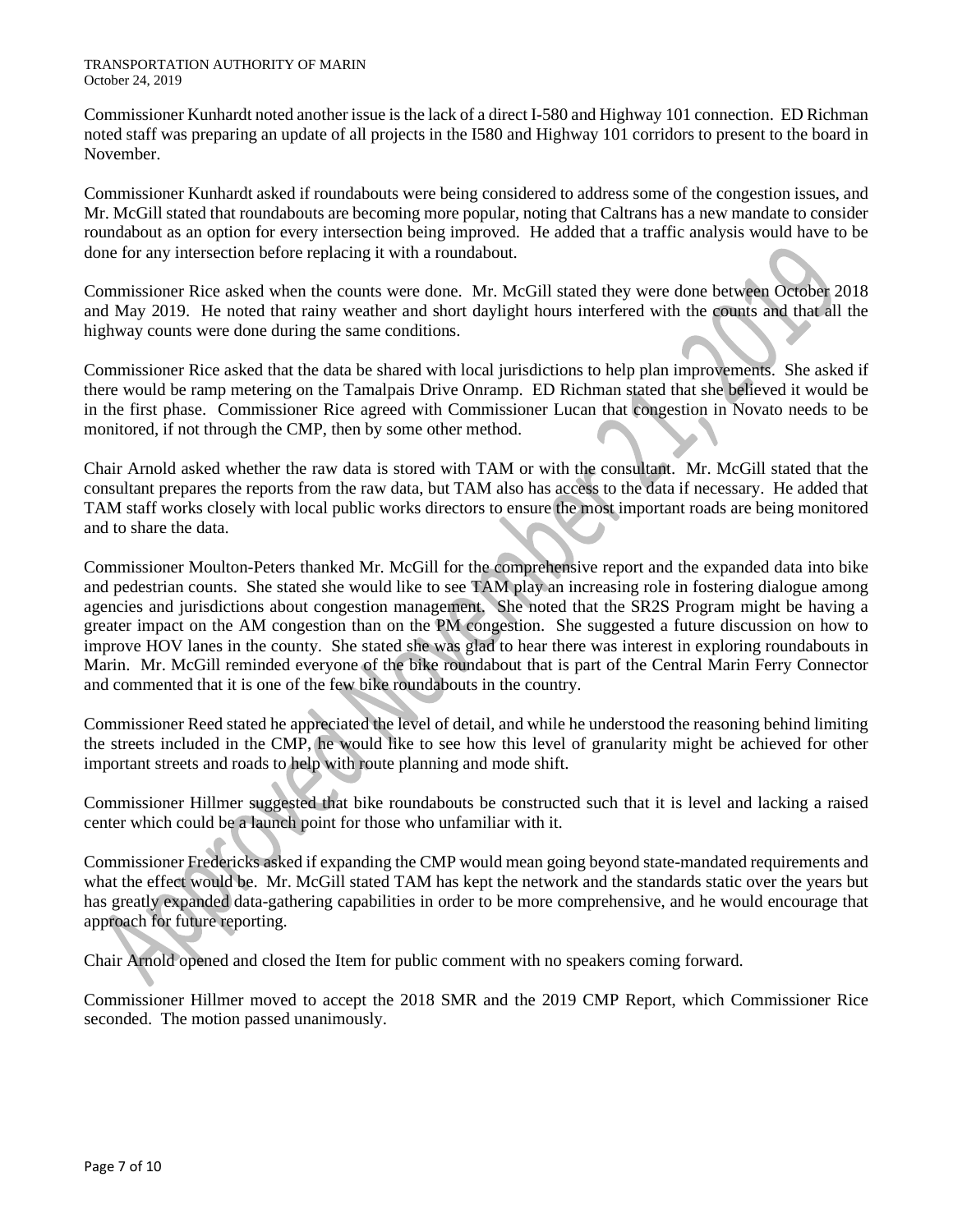Commissioner Kunhardt noted another issue is the lack of a direct I-580 and Highway 101 connection. ED Richman noted staff was preparing an update of all projects in the I580 and Highway 101 corridors to present to the board in November.

Commissioner Kunhardt asked if roundabouts were being considered to address some of the congestion issues, and Mr. McGill stated that roundabouts are becoming more popular, noting that Caltrans has a new mandate to consider roundabout as an option for every intersection being improved. He added that a traffic analysis would have to be done for any intersection before replacing it with a roundabout.

Commissioner Rice asked when the counts were done. Mr. McGill stated they were done between October 2018 and May 2019. He noted that rainy weather and short daylight hours interfered with the counts and that all the highway counts were done during the same conditions.

Commissioner Rice asked that the data be shared with local jurisdictions to help plan improvements. She asked if there would be ramp metering on the Tamalpais Drive Onramp. ED Richman stated that she believed it would be in the first phase. Commissioner Rice agreed with Commissioner Lucan that congestion in Novato needs to be monitored, if not through the CMP, then by some other method.

Chair Arnold asked whether the raw data is stored with TAM or with the consultant. Mr. McGill stated that the consultant prepares the reports from the raw data, but TAM also has access to the data if necessary. He added that TAM staff works closely with local public works directors to ensure the most important roads are being monitored and to share the data.

Commissioner Moulton-Peters thanked Mr. McGill for the comprehensive report and the expanded data into bike and pedestrian counts. She stated she would like to see TAM play an increasing role in fostering dialogue among agencies and jurisdictions about congestion management. She noted that the SR2S Program might be having a greater impact on the AM congestion than on the PM congestion. She suggested a future discussion on how to improve HOV lanes in the county. She stated she was glad to hear there was interest in exploring roundabouts in Marin. Mr. McGill reminded everyone of the bike roundabout that is part of the Central Marin Ferry Connector and commented that it is one of the few bike roundabouts in the country.

Commissioner Reed stated he appreciated the level of detail, and while he understood the reasoning behind limiting the streets included in the CMP, he would like to see how this level of granularity might be achieved for other important streets and roads to help with route planning and mode shift.

Commissioner Hillmer suggested that bike roundabouts be constructed such that it is level and lacking a raised center which could be a launch point for those who unfamiliar with it.

Commissioner Fredericks asked if expanding the CMP would mean going beyond state-mandated requirements and what the effect would be. Mr. McGill stated TAM has kept the network and the standards static over the years but has greatly expanded data-gathering capabilities in order to be more comprehensive, and he would encourage that approach for future reporting.

Chair Arnold opened and closed the Item for public comment with no speakers coming forward.

Commissioner Hillmer moved to accept the 2018 SMR and the 2019 CMP Report, which Commissioner Rice seconded. The motion passed unanimously.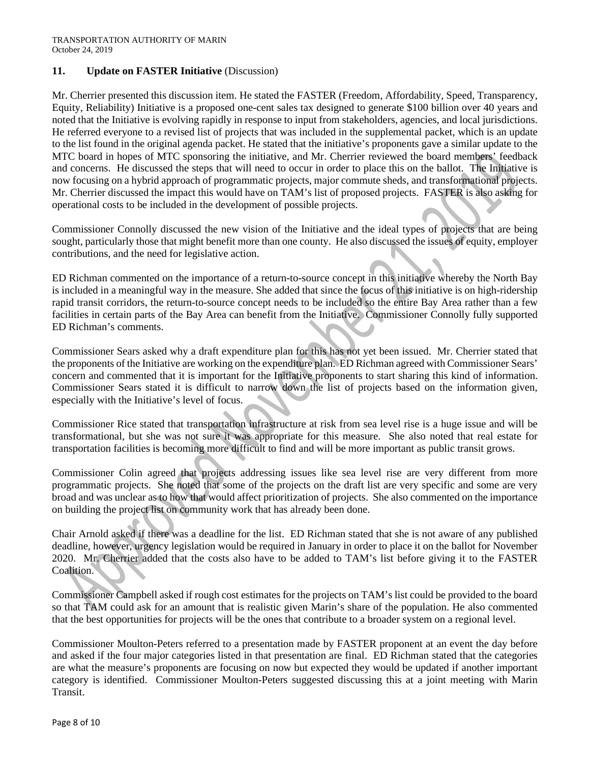## 11. Update on FASTER Initiative (Discussion)

Mr. Cherrier presented this discussion item. He stated the FASTER (Freedom, Affordability, Speed, Transparency, Equity, Reliability) Initiative is a proposed one-cent sales tax designed to generate \$100 billion over 40 years and noted that the Initiative is evolving rapidly in response to input from stakeholders, agencies, and local jurisdictions. He referred everyone to a revised list of projects that was included in the supplemental packet, which is an update to the list found in the original agenda packet. He stated that the initiative's proponents gave a similar update to the MTC board in hopes of MTC sponsoring the initiative, and Mr. Cherrier reviewed the board members' feedback and concerns. He discussed the steps that will need to occur in order to place this on the ballot. The Initiative is now focusing on a hybrid approach of programmatic projects, major commute sheds, and transformational projects. Mr. Cherrier discussed the impact this would have on TAM's list of proposed projects. FASTER is also asking for operational costs to be included in the development of possible projects.

Commissioner Connolly discussed the new vision of the Initiative and the ideal types of projects that are being sought, particularly those that might benefit more than one county. He also discussed the issues of equity, employer contributions, and the need for legislative action.

ED Richman commented on the importance of a return-to-source concept in this initiative whereby the North Bay is included in a meaningful way in the measure. She added that since the focus of this initiative is on high-ridership rapid transit corridors, the return-to-source concept needs to be included so the entire Bay Area rather than a few facilities in certain parts of the Bay Area can benefit from the Initiative. Commissioner Connolly fully supported ED Richman's comments.

Commissioner Sears asked why a draft expenditure plan for this has not yet been issued. Mr. Cherrier stated that the proponents of the Initiative are working on the expenditure plan. ED Richman agreed with Commissioner Sears' concern and commented that it is important for the Initiative proponents to start sharing this kind of information. Commissioner Sears stated it is difficult to narrow down the list of projects based on the information given, especially with the Initiative's level of focus.

Commissioner Rice stated that transportation infrastructure at risk from sea level rise is a huge issue and will be transformational, but she was not sure it was appropriate for this measure. She also noted that real estate for transportation facilities is becoming more difficult to find and will be more important as public transit grows.

Commissioner Colin agreed that projects addressing issues like sea level rise are very different from more programmatic projects. She noted that some of the projects on the draft list are very specific and some are very broad and was unclear as to how that would affect prioritization of projects. She also commented on the importance on building the project list on community work that has already been done.

Chair Arnold asked if there was a deadline for the list. ED Richman stated that she is not aware of any published deadline, however, urgency legislation would be required in January in order to place it on the ballot for November 2020. Mr. Cherrier added that the costs also have to be added to TAM's list before giving it to the FASTER Coalition.

Commissioner Campbell asked if rough cost estimates for the projects on TAM's list could be provided to the board so that TAM could ask for an amount that is realistic given Marin's share of the population. He also commented that the best opportunities for projects will be the ones that contribute to a broader system on a regional level.

Commissioner Moulton-Peters referred to a presentation made by FASTER proponent at an event the day before and asked if the four major categories listed in that presentation are final. ED Richman stated that the categories are what the measure's proponents are focusing on now but expected they would be updated if another important category is identified. Commissioner Moulton-Peters suggested discussing this at a joint meeting with Marin Transit.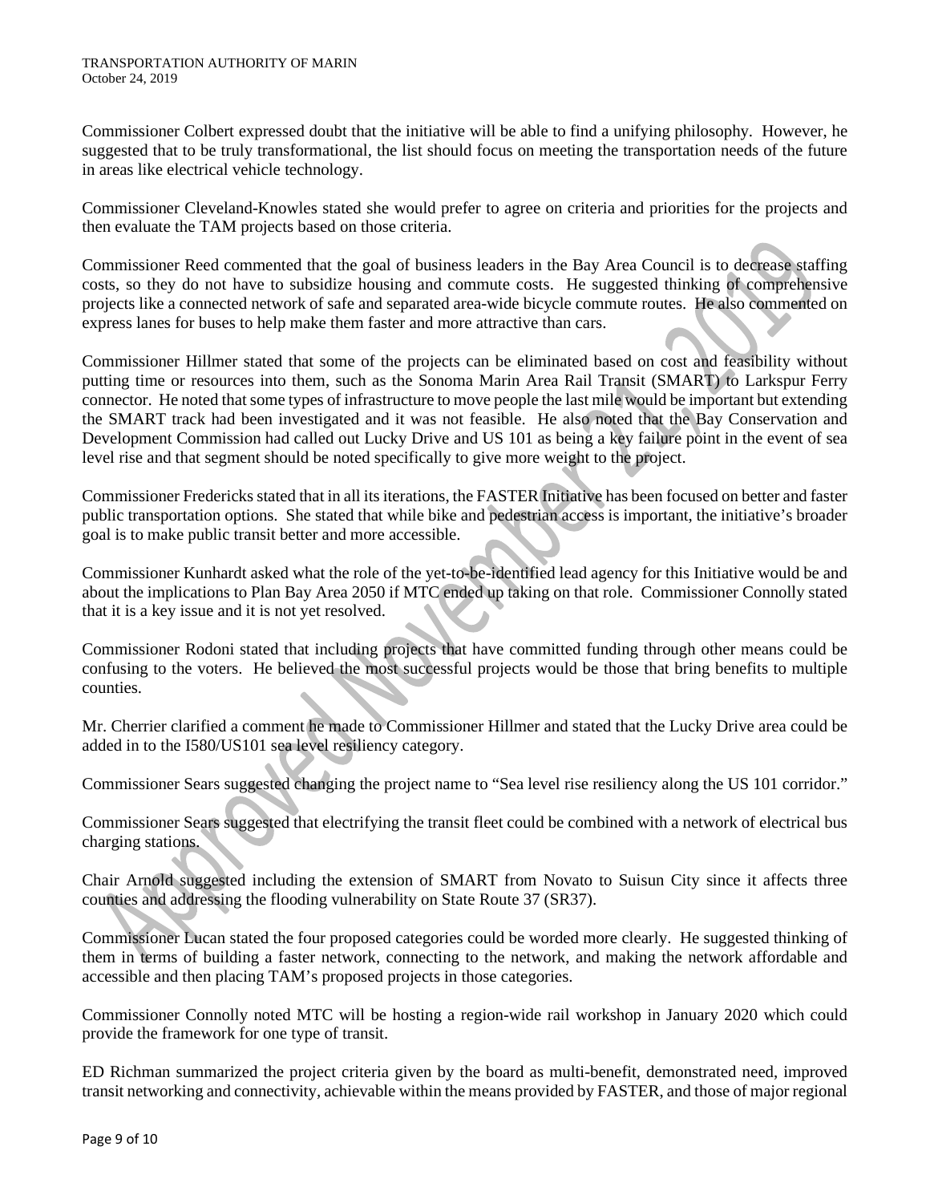Commissioner Colbert expressed doubt that the initiative will be able to find a unifying philosophy. However, he suggested that to be truly transformational, the list should focus on meeting the transportation needs of the future in areas like electrical vehicle technology.

Commissioner Cleveland-Knowles stated she would prefer to agree on criteria and priorities for the projects and then evaluate the TAM projects based on those criteria.

Commissioner Reed commented that the goal of business leaders in the Bay Area Council is to decrease staffing costs, so they do not have to subsidize housing and commute costs. He suggested thinking of comprehensive projects like a connected network of safe and separated area-wide bicycle commute routes. He also commented on express lanes for buses to help make them faster and more attractive than cars.

Commissioner Hillmer stated that some of the projects can be eliminated based on cost and feasibility without putting time or resources into them, such as the Sonoma Marin Area Rail Transit (SMART) to Larkspur Ferry connector. He noted that some types of infrastructure to move people the last mile would be important but extending the SMART track had been investigated and it was not feasible. He also noted that the Bay Conservation and Development Commission had called out Lucky Drive and US 101 as being a key failure point in the event of sea level rise and that segment should be noted specifically to give more weight to the project.

Commissioner Fredericks stated that in all its iterations, the FASTER Initiative has been focused on better and faster public transportation options. She stated that while bike and pedestrian access is important, the initiative's broader goal is to make public transit better and more accessible.

Commissioner Kunhardt asked what the role of the yet-to-be-identified lead agency for this Initiative would be and about the implications to Plan Bay Area 2050 if MTC ended up taking on that role. Commissioner Connolly stated that it is a key issue and it is not yet resolved.

Commissioner Rodoni stated that including projects that have committed funding through other means could be confusing to the voters. He believed the most successful projects would be those that bring benefits to multiple counties.

Mr. Cherrier clarified a comment he made to Commissioner Hillmer and stated that the Lucky Drive area could be added in to the I580/US101 sea level resiliency category.

Commissioner Sears suggested changing the project name to "Sea level rise resiliency along the US 101 corridor."

Commissioner Sears suggested that electrifying the transit fleet could be combined with a network of electrical bus charging stations.

Chair Arnold suggested including the extension of SMART from Novato to Suisun City since it affects three counties and addressing the flooding vulnerability on State Route 37 (SR37).

Commissioner Lucan stated the four proposed categories could be worded more clearly. He suggested thinking of them in terms of building a faster network, connecting to the network, and making the network affordable and accessible and then placing TAM's proposed projects in those categories.

Commissioner Connolly noted MTC will be hosting a region-wide rail workshop in January 2020 which could provide the framework for one type of transit.

ED Richman summarized the project criteria given by the board as multi-benefit, demonstrated need, improved transit networking and connectivity, achievable within the means provided by FASTER, and those of major regional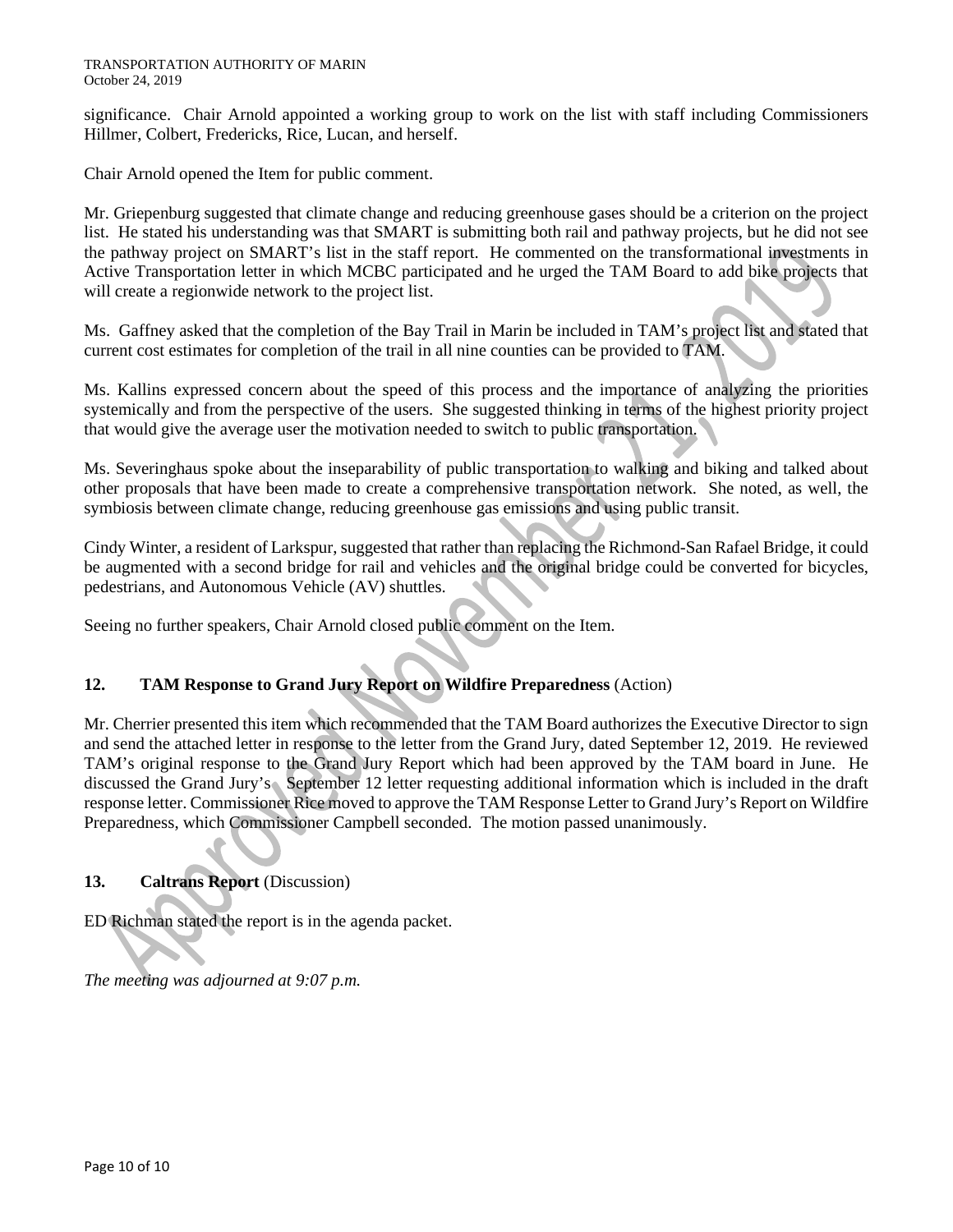significance. Chair Arnold appointed a working group to work on the list with staff including Commissioners Hillmer, Colbert, Fredericks, Rice, Lucan, and herself.

Chair Arnold opened the Item for public comment.

Mr. Griepenburg suggested that climate change and reducing greenhouse gases should be a criterion on the project list. He stated his understanding was that SMART is submitting both rail and pathway projects, but he did not see the pathway project on SMART's list in the staff report. He commented on the transformational investments in Active Transportation letter in which MCBC participated and he urged the TAM Board to add bike projects that will create a regionwide network to the project list.

Ms. Gaffney asked that the completion of the Bay Trail in Marin be included in TAM's project list and stated that current cost estimates for completion of the trail in all nine counties can be provided to TAM.

Ms. Kallins expressed concern about the speed of this process and the importance of analyzing the priorities systemically and from the perspective of the users. She suggested thinking in terms of the highest priority project that would give the average user the motivation needed to switch to public transportation.

Ms. Severinghaus spoke about the inseparability of public transportation to walking and biking and talked about other proposals that have been made to create a comprehensive transportation network. She noted, as well, the symbiosis between climate change, reducing greenhouse gas emissions and using public transit.

Cindy Winter, a resident of Larkspur, suggested that rather than replacing the Richmond-San Rafael Bridge, it could be augmented with a second bridge for rail and vehicles and the original bridge could be converted for bicycles, pedestrians, and Autonomous Vehicle (AV) shuttles.

Seeing no further speakers, Chair Arnold closed public comment on the Item.

## 12. TAM Response to Grand Jury Report on Wildfire Preparedness (Action)

Mr. Cherrier presented this item which recommended that the TAM Board authorizes the Executive Director to sign and send the attached letter in response to the letter from the Grand Jury, dated September 12, 2019. He reviewed TAM's original response to the Grand Jury Report which had been approved by the TAM board in June. He discussed the Grand Jury's September 12 letter requesting additional information which is included in the draft response letter. Commissioner Rice moved to approve the TAM Response Letter to Grand Jury's Report on Wildfire Preparedness, which Commissioner Campbell seconded. The motion passed unanimously.

## 13. Caltrans Report (Discussion)

ED Richman stated the report is in the agenda packet.

*The meeting was adjourned at 9:07 p.m.*